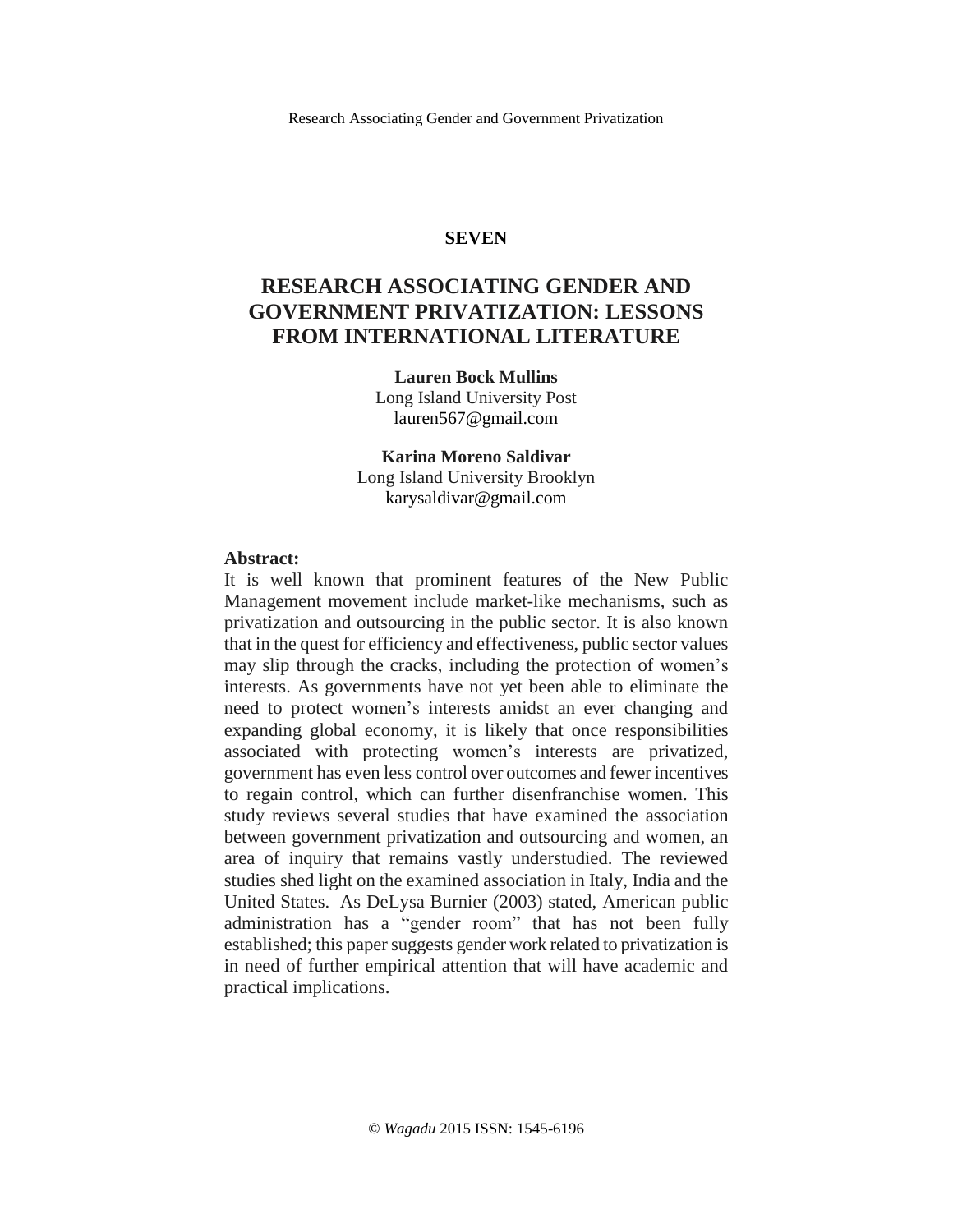**SEVEN**

# RESEARCH ASSOCIATING GENDER AND GOVERNMENT PRIVATIZATION: LESSONS FROM INTERNATIONAL LITERATURE

**Lauren Bock Mullins**
Long Island University Post
lauren567@gmail.com

**Karina Moreno Saldivar**
Long Island University Brooklyn
karysaldivar@gmail.com

**Abstract:**
It is well known that prominent features of the New Public Management movement include market-like mechanisms, such as privatization and outsourcing in the public sector. It is also known that in the quest for efficiency and effectiveness, public sector values may slip through the cracks, including the protection of women's interests. As governments have not yet been able to eliminate the need to protect women's interests amidst an ever changing and expanding global economy, it is likely that once responsibilities associated with protecting women's interests are privatized, government has even less control over outcomes and fewer incentives to regain control, which can further disenfranchise women. This study reviews several studies that have examined the association between government privatization and outsourcing and women, an area of inquiry that remains vastly understudied. The reviewed studies shed light on the examined association in Italy, India and the United States. As DeLysa Burnier (2003) stated, American public administration has a "gender room" that has not been fully established; this paper suggests gender work related to privatization is in need of further empirical attention that will have academic and practical implications.

© *Wagadu* 2015 ISSN: 1545-6196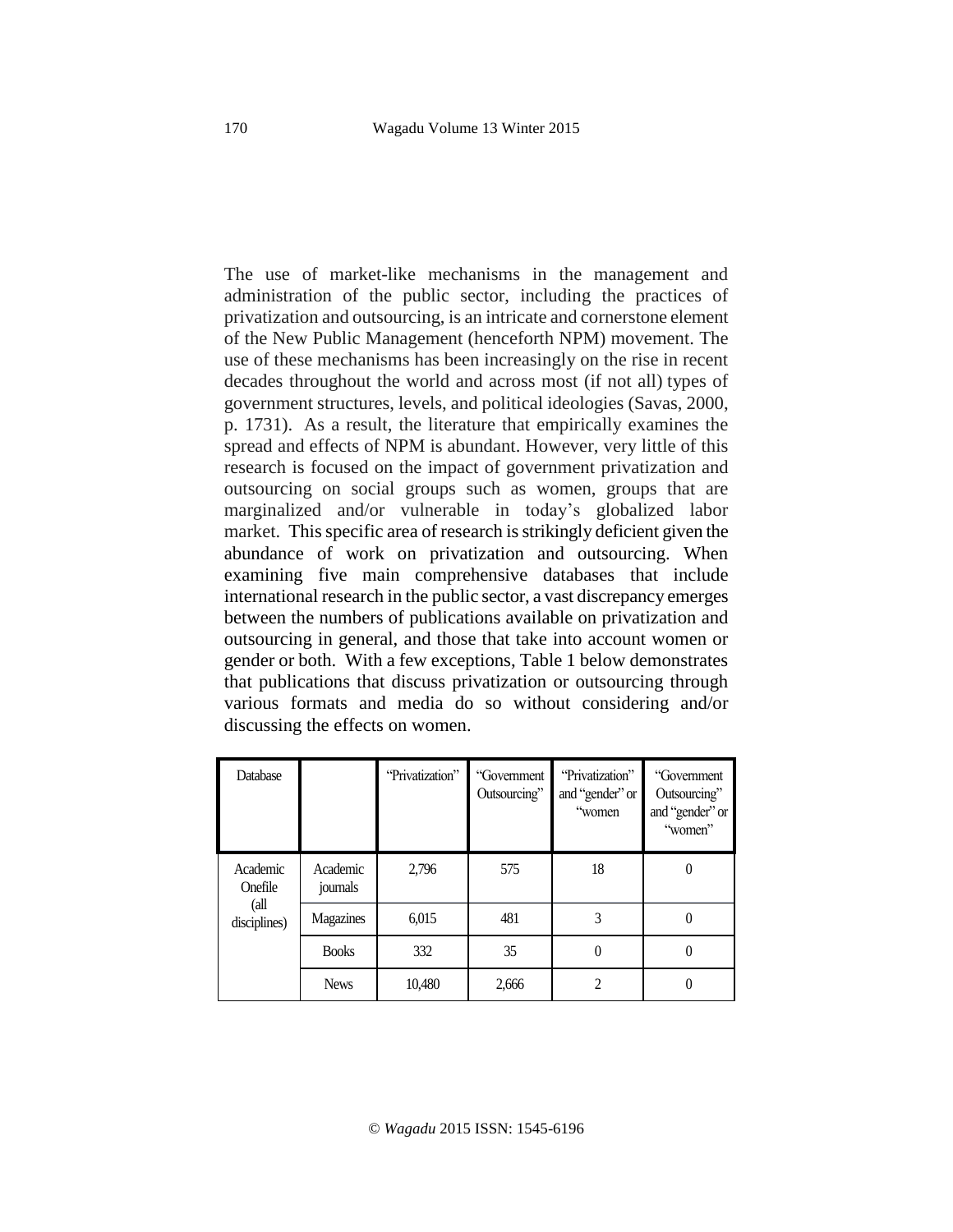The use of market-like mechanisms in the management and administration of the public sector, including the practices of privatization and outsourcing, is an intricate and cornerstone element of the New Public Management (henceforth NPM) movement. The use of these mechanisms has been increasingly on the rise in recent decades throughout the world and across most (if not all) types of government structures, levels, and political ideologies (Savas, 2000, p. 1731). As a result, the literature that empirically examines the spread and effects of NPM is abundant. However, very little of this research is focused on the impact of government privatization and outsourcing on social groups such as women, groups that are marginalized and/or vulnerable in today's globalized labor market. This specific area of research is strikingly deficient given the abundance of work on privatization and outsourcing. When examining five main comprehensive databases that include international research in the public sector, a vast discrepancy emerges between the numbers of publications available on privatization and outsourcing in general, and those that take into account women or gender or both. With a few exceptions, Table 1 below demonstrates that publications that discuss privatization or outsourcing through various formats and media do so without considering and/or discussing the effects on women.

| Database | | "Privatization" | "Government Outsourcing" | "Privatization" and "gender" or "women | "Government Outsourcing" and "gender" or "women" |
|---|---|---|---|---|---|
| Academic Onefile (all disciplines) | Academic journals | 2,796 | 575 | 18 | 0 |
| | Magazines | 6,015 | 481 | 3 | 0 |
| | Books | 332 | 35 | 0 | 0 |
| | News | 10,480 | 2,666 | 2 | 0 |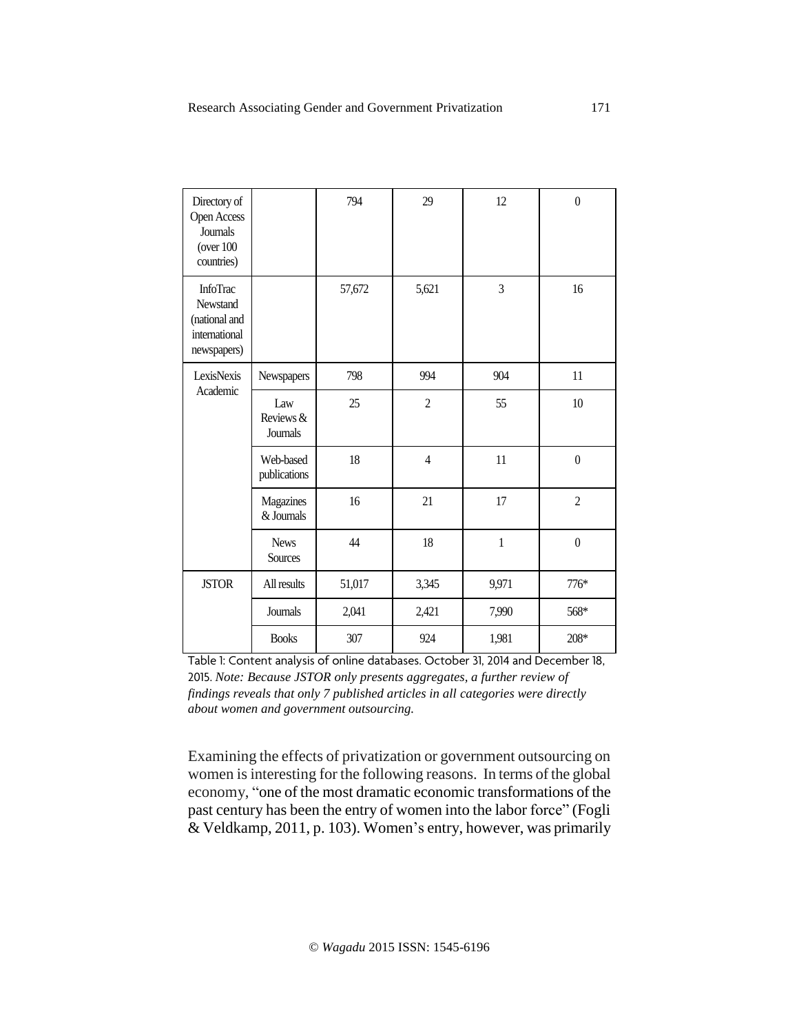| | | | | | |
|---|---|---|---|---|---|
| Directory of Open Access Journals (over 100 countries) | | 794 | 29 | 12 | 0 |
| InfoTrac Newstand (national and international newspapers) | | 57,672 | 5,621 | 3 | 16 |
| LexisNexis Academic | Newspapers | 798 | 994 | 904 | 11 |
| | Law Reviews & Journals | 25 | 2 | 55 | 10 |
| | Web-based publications | 18 | 4 | 11 | 0 |
| | Magazines & Journals | 16 | 21 | 17 | 2 |
| | News Sources | 44 | 18 | 1 | 0 |
| JSTOR | All results | 51,017 | 3,345 | 9,971 | 776* |
| | Journals | 2,041 | 2,421 | 7,990 | 568* |
| | Books | 307 | 924 | 1,981 | 208* |

Table 1: Content analysis of online databases. October 31, 2014 and December 18, 2015. *Note: Because JSTOR only presents aggregates, a further review of findings reveals that only 7 published articles in all categories were directly about women and government outsourcing.*

Examining the effects of privatization or government outsourcing on women is interesting for the following reasons. In terms of the global economy, "one of the most dramatic economic transformations of the past century has been the entry of women into the labor force" (Fogli & Veldkamp, 2011, p. 103). Women's entry, however, was primarily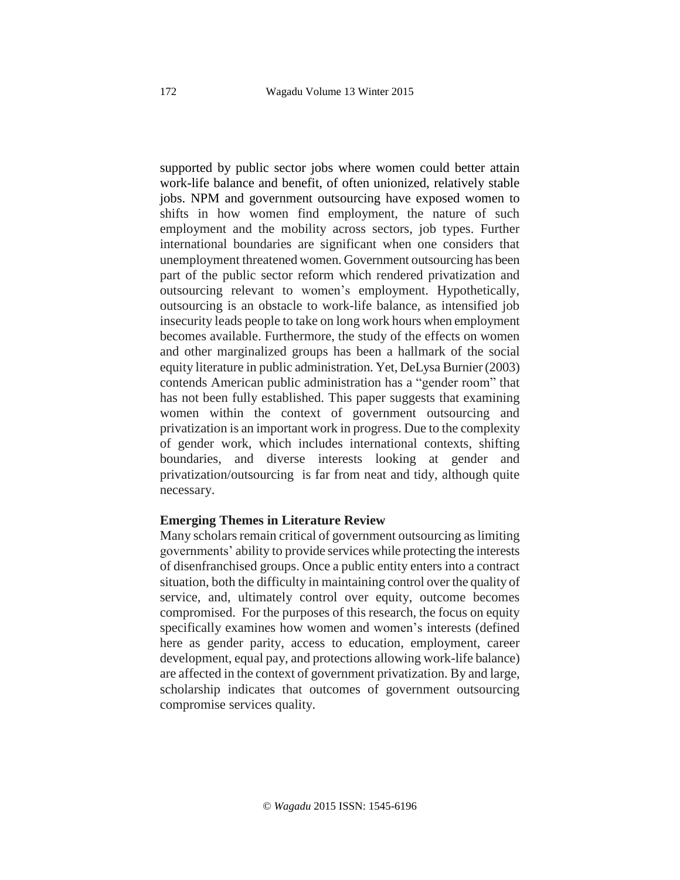supported by public sector jobs where women could better attain work-life balance and benefit, of often unionized, relatively stable jobs. NPM and government outsourcing have exposed women to shifts in how women find employment, the nature of such employment and the mobility across sectors, job types. Further international boundaries are significant when one considers that unemployment threatened women. Government outsourcing has been part of the public sector reform which rendered privatization and outsourcing relevant to women's employment. Hypothetically, outsourcing is an obstacle to work-life balance, as intensified job insecurity leads people to take on long work hours when employment becomes available. Furthermore, the study of the effects on women and other marginalized groups has been a hallmark of the social equity literature in public administration. Yet, DeLysa Burnier (2003) contends American public administration has a "gender room" that has not been fully established. This paper suggests that examining women within the context of government outsourcing and privatization is an important work in progress. Due to the complexity of gender work, which includes international contexts, shifting boundaries, and diverse interests looking at gender and privatization/outsourcing is far from neat and tidy, although quite necessary.

## Emerging Themes in Literature Review

Many scholars remain critical of government outsourcing as limiting governments' ability to provide services while protecting the interests of disenfranchised groups. Once a public entity enters into a contract situation, both the difficulty in maintaining control over the quality of service, and, ultimately control over equity, outcome becomes compromised. For the purposes of this research, the focus on equity specifically examines how women and women's interests (defined here as gender parity, access to education, employment, career development, equal pay, and protections allowing work-life balance) are affected in the context of government privatization. By and large, scholarship indicates that outcomes of government outsourcing compromise services quality.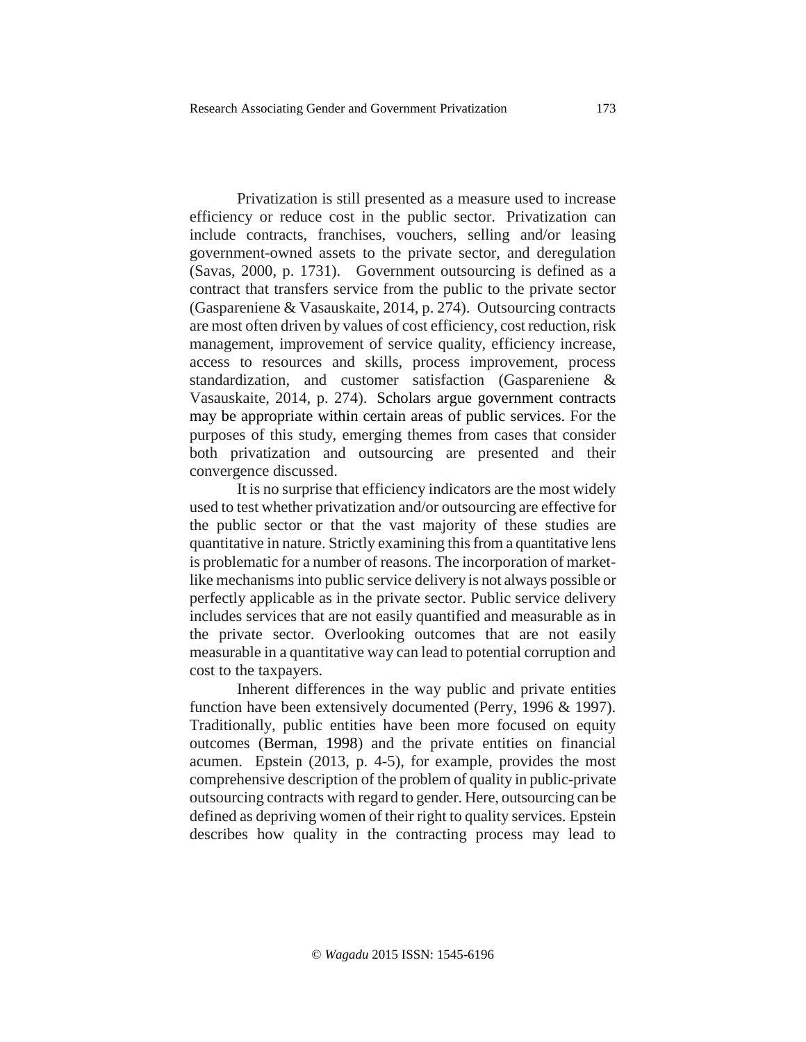Privatization is still presented as a measure used to increase efficiency or reduce cost in the public sector. Privatization can include contracts, franchises, vouchers, selling and/or leasing government-owned assets to the private sector, and deregulation (Savas, 2000, p. 1731). Government outsourcing is defined as a contract that transfers service from the public to the private sector (Gaspareniene & Vasauskaite, 2014, p. 274). Outsourcing contracts are most often driven by values of cost efficiency, cost reduction, risk management, improvement of service quality, efficiency increase, access to resources and skills, process improvement, process standardization, and customer satisfaction (Gaspareniene & Vasauskaite, 2014, p. 274). Scholars argue government contracts may be appropriate within certain areas of public services. For the purposes of this study, emerging themes from cases that consider both privatization and outsourcing are presented and their convergence discussed.

It is no surprise that efficiency indicators are the most widely used to test whether privatization and/or outsourcing are effective for the public sector or that the vast majority of these studies are quantitative in nature. Strictly examining this from a quantitative lens is problematic for a number of reasons. The incorporation of market-like mechanisms into public service delivery is not always possible or perfectly applicable as in the private sector. Public service delivery includes services that are not easily quantified and measurable as in the private sector. Overlooking outcomes that are not easily measurable in a quantitative way can lead to potential corruption and cost to the taxpayers.

Inherent differences in the way public and private entities function have been extensively documented (Perry, 1996 & 1997). Traditionally, public entities have been more focused on equity outcomes (Berman, 1998) and the private entities on financial acumen. Epstein (2013, p. 4-5), for example, provides the most comprehensive description of the problem of quality in public-private outsourcing contracts with regard to gender. Here, outsourcing can be defined as depriving women of their right to quality services. Epstein describes how quality in the contracting process may lead to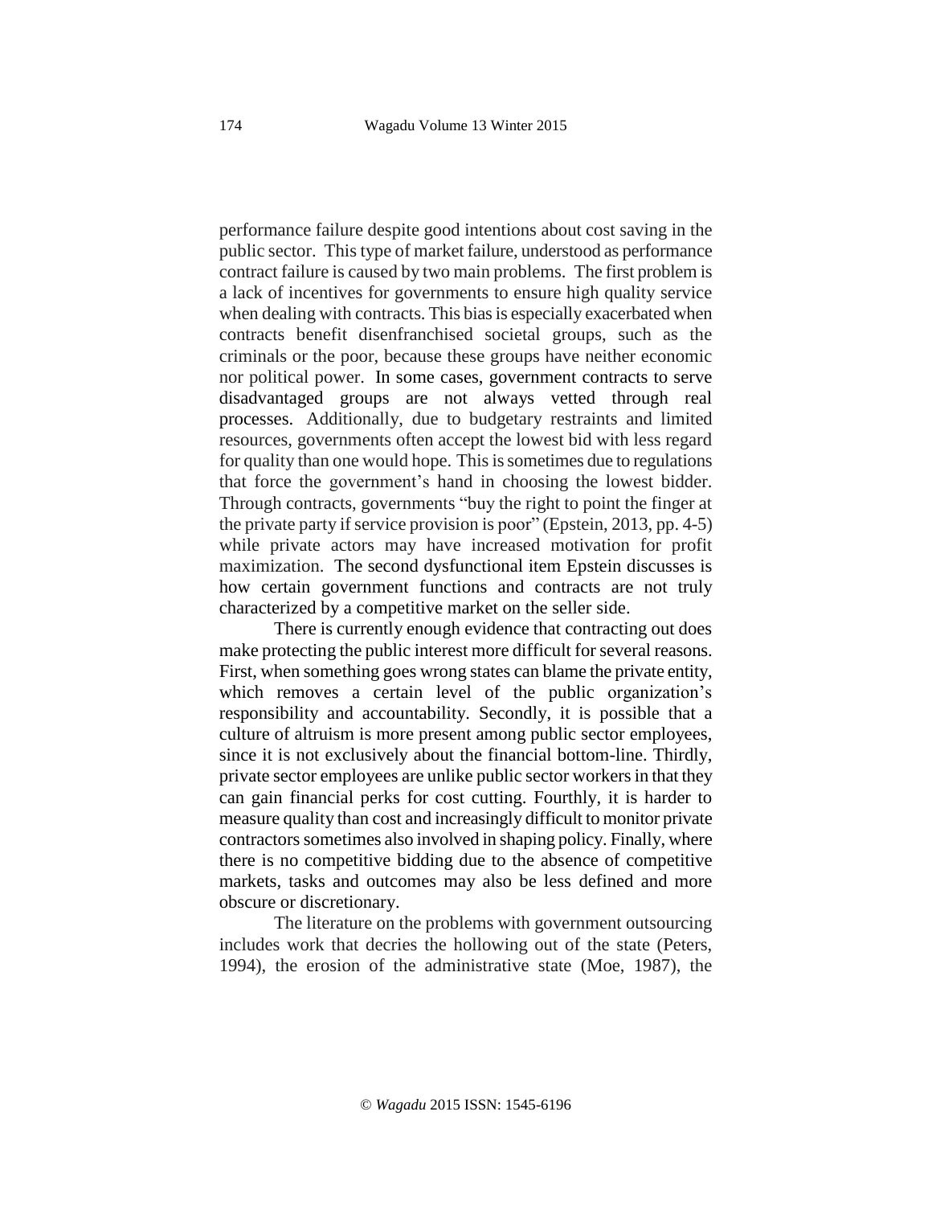performance failure despite good intentions about cost saving in the public sector. This type of market failure, understood as performance contract failure is caused by two main problems. The first problem is a lack of incentives for governments to ensure high quality service when dealing with contracts. This bias is especially exacerbated when contracts benefit disenfranchised societal groups, such as the criminals or the poor, because these groups have neither economic nor political power. In some cases, government contracts to serve disadvantaged groups are not always vetted through real processes. Additionally, due to budgetary restraints and limited resources, governments often accept the lowest bid with less regard for quality than one would hope. This is sometimes due to regulations that force the government's hand in choosing the lowest bidder. Through contracts, governments "buy the right to point the finger at the private party if service provision is poor" (Epstein, 2013, pp. 4-5) while private actors may have increased motivation for profit maximization. The second dysfunctional item Epstein discusses is how certain government functions and contracts are not truly characterized by a competitive market on the seller side.

There is currently enough evidence that contracting out does make protecting the public interest more difficult for several reasons. First, when something goes wrong states can blame the private entity, which removes a certain level of the public organization's responsibility and accountability. Secondly, it is possible that a culture of altruism is more present among public sector employees, since it is not exclusively about the financial bottom-line. Thirdly, private sector employees are unlike public sector workers in that they can gain financial perks for cost cutting. Fourthly, it is harder to measure quality than cost and increasingly difficult to monitor private contractors sometimes also involved in shaping policy. Finally, where there is no competitive bidding due to the absence of competitive markets, tasks and outcomes may also be less defined and more obscure or discretionary.

The literature on the problems with government outsourcing includes work that decries the hollowing out of the state (Peters, 1994), the erosion of the administrative state (Moe, 1987), the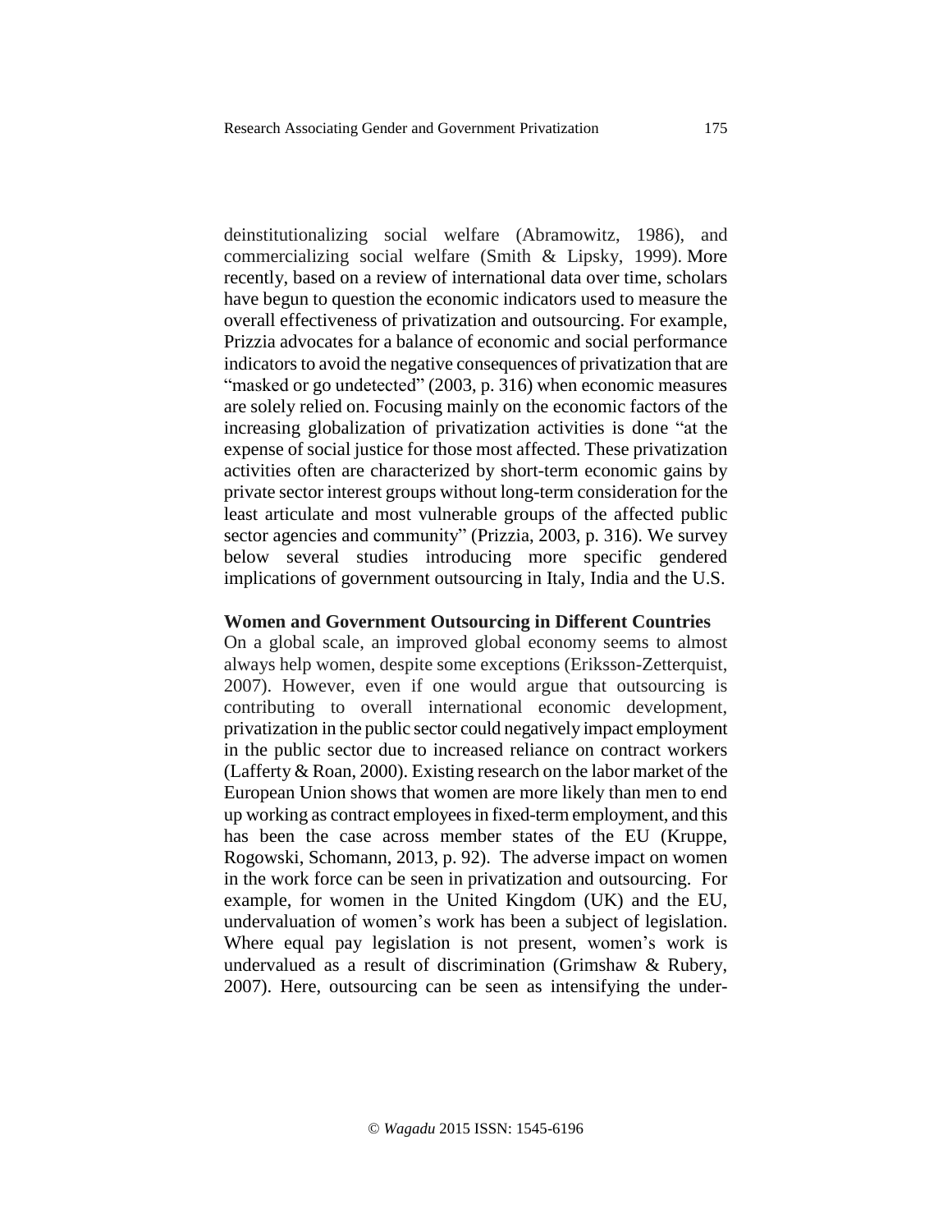deinstitutionalizing social welfare (Abramowitz, 1986), and commercializing social welfare (Smith & Lipsky, 1999). More recently, based on a review of international data over time, scholars have begun to question the economic indicators used to measure the overall effectiveness of privatization and outsourcing. For example, Prizzia advocates for a balance of economic and social performance indicators to avoid the negative consequences of privatization that are "masked or go undetected" (2003, p. 316) when economic measures are solely relied on. Focusing mainly on the economic factors of the increasing globalization of privatization activities is done "at the expense of social justice for those most affected. These privatization activities often are characterized by short-term economic gains by private sector interest groups without long-term consideration for the least articulate and most vulnerable groups of the affected public sector agencies and community" (Prizzia, 2003, p. 316). We survey below several studies introducing more specific gendered implications of government outsourcing in Italy, India and the U.S.

**Women and Government Outsourcing in Different Countries**

On a global scale, an improved global economy seems to almost always help women, despite some exceptions (Eriksson-Zetterquist, 2007). However, even if one would argue that outsourcing is contributing to overall international economic development, privatization in the public sector could negatively impact employment in the public sector due to increased reliance on contract workers (Lafferty & Roan, 2000). Existing research on the labor market of the European Union shows that women are more likely than men to end up working as contract employees in fixed-term employment, and this has been the case across member states of the EU (Kruppe, Rogowski, Schomann, 2013, p. 92). The adverse impact on women in the work force can be seen in privatization and outsourcing. For example, for women in the United Kingdom (UK) and the EU, undervaluation of women's work has been a subject of legislation. Where equal pay legislation is not present, women's work is undervalued as a result of discrimination (Grimshaw & Rubery, 2007). Here, outsourcing can be seen as intensifying the under-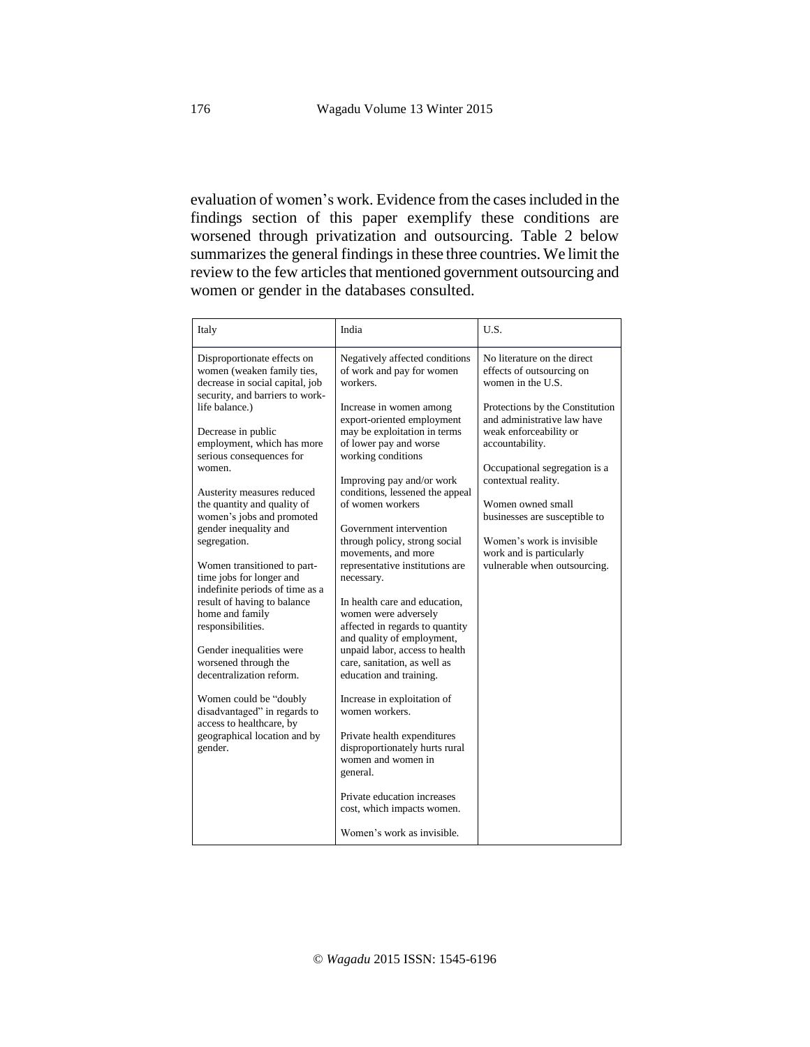evaluation of women's work. Evidence from the cases included in the findings section of this paper exemplify these conditions are worsened through privatization and outsourcing. Table 2 below summarizes the general findings in these three countries. We limit the review to the few articles that mentioned government outsourcing and women or gender in the databases consulted.

| Italy | India | U.S. |
|---|---|---|
| Disproportionate effects on women (weaken family ties, decrease in social capital, job security, and barriers to work-life balance.)<br><br>Decrease in public employment, which has more serious consequences for women.<br><br>Austerity measures reduced the quantity and quality of women's jobs and promoted gender inequality and segregation.<br><br>Women transitioned to part-time jobs for longer and indefinite periods of time as a result of having to balance home and family responsibilities.<br><br>Gender inequalities were worsened through the decentralization reform.<br><br>Women could be "doubly disadvantaged" in regards to access to healthcare, by geographical location and by gender. | Negatively affected conditions of work and pay for women workers.<br><br>Increase in women among export-oriented employment may be exploitation in terms of lower pay and worse working conditions<br><br>Improving pay and/or work conditions, lessened the appeal of women workers<br><br>Government intervention through policy, strong social movements, and more representative institutions are necessary.<br><br>In health care and education, women were adversely affected in regards to quantity and quality of employment, unpaid labor, access to health care, sanitation, as well as education and training.<br><br>Increase in exploitation of women workers.<br><br>Private health expenditures disproportionately hurts rural women and women in general.<br><br>Private education increases cost, which impacts women.<br><br>Women's work as invisible. | No literature on the direct effects of outsourcing on women in the U.S.<br><br>Protections by the Constitution and administrative law have weak enforceability or accountability.<br><br>Occupational segregation is a contextual reality.<br><br>Women owned small businesses are susceptible to<br><br>Women's work is invisible work and is particularly vulnerable when outsourcing. |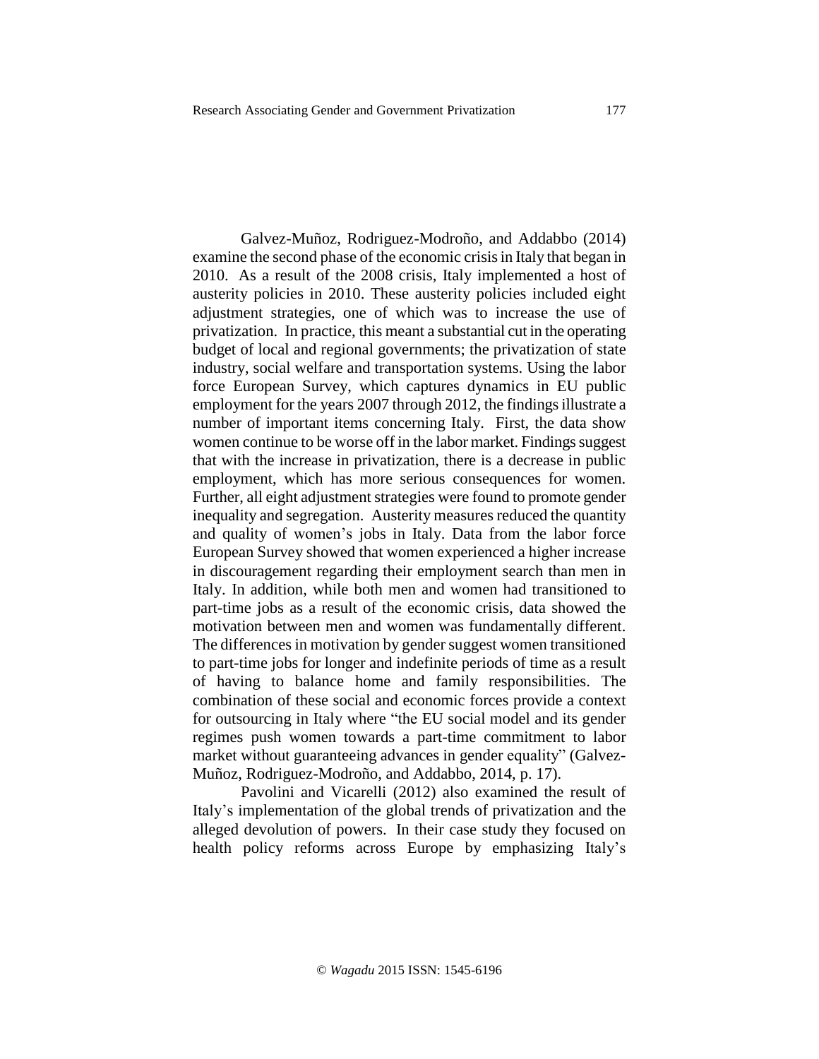Galvez-Muñoz, Rodriguez-Modroño, and Addabbo (2014) examine the second phase of the economic crisis in Italy that began in 2010. As a result of the 2008 crisis, Italy implemented a host of austerity policies in 2010. These austerity policies included eight adjustment strategies, one of which was to increase the use of privatization. In practice, this meant a substantial cut in the operating budget of local and regional governments; the privatization of state industry, social welfare and transportation systems. Using the labor force European Survey, which captures dynamics in EU public employment for the years 2007 through 2012, the findings illustrate a number of important items concerning Italy. First, the data show women continue to be worse off in the labor market. Findings suggest that with the increase in privatization, there is a decrease in public employment, which has more serious consequences for women. Further, all eight adjustment strategies were found to promote gender inequality and segregation. Austerity measures reduced the quantity and quality of women's jobs in Italy. Data from the labor force European Survey showed that women experienced a higher increase in discouragement regarding their employment search than men in Italy. In addition, while both men and women had transitioned to part-time jobs as a result of the economic crisis, data showed the motivation between men and women was fundamentally different. The differences in motivation by gender suggest women transitioned to part-time jobs for longer and indefinite periods of time as a result of having to balance home and family responsibilities. The combination of these social and economic forces provide a context for outsourcing in Italy where "the EU social model and its gender regimes push women towards a part-time commitment to labor market without guaranteeing advances in gender equality" (Galvez-Muñoz, Rodriguez-Modroño, and Addabbo, 2014, p. 17).

Pavolini and Vicarelli (2012) also examined the result of Italy's implementation of the global trends of privatization and the alleged devolution of powers. In their case study they focused on health policy reforms across Europe by emphasizing Italy's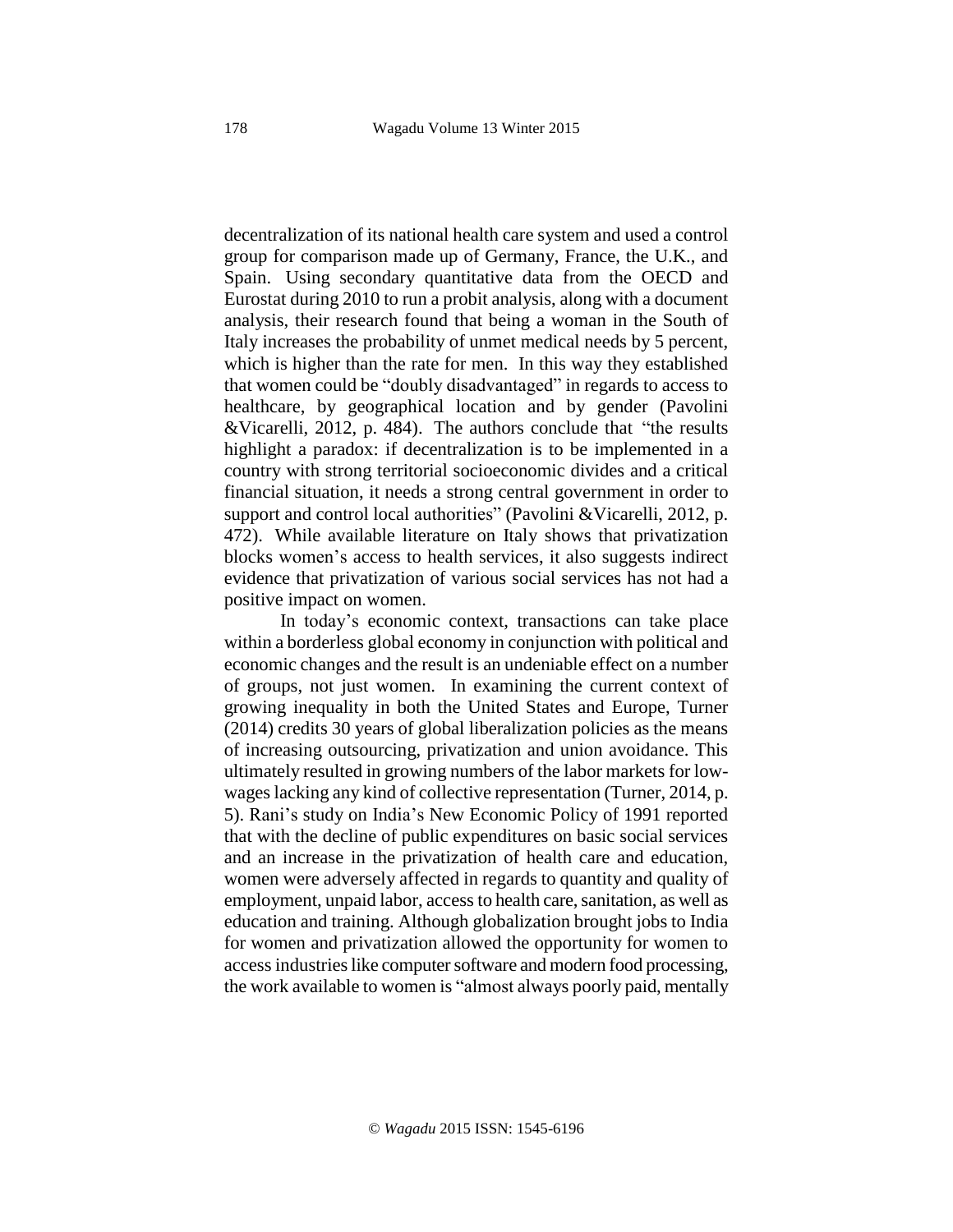decentralization of its national health care system and used a control group for comparison made up of Germany, France, the U.K., and Spain. Using secondary quantitative data from the OECD and Eurostat during 2010 to run a probit analysis, along with a document analysis, their research found that being a woman in the South of Italy increases the probability of unmet medical needs by 5 percent, which is higher than the rate for men. In this way they established that women could be "doubly disadvantaged" in regards to access to healthcare, by geographical location and by gender (Pavolini &Vicarelli, 2012, p. 484). The authors conclude that "the results highlight a paradox: if decentralization is to be implemented in a country with strong territorial socioeconomic divides and a critical financial situation, it needs a strong central government in order to support and control local authorities" (Pavolini &Vicarelli, 2012, p. 472). While available literature on Italy shows that privatization blocks women's access to health services, it also suggests indirect evidence that privatization of various social services has not had a positive impact on women.

In today's economic context, transactions can take place within a borderless global economy in conjunction with political and economic changes and the result is an undeniable effect on a number of groups, not just women. In examining the current context of growing inequality in both the United States and Europe, Turner (2014) credits 30 years of global liberalization policies as the means of increasing outsourcing, privatization and union avoidance. This ultimately resulted in growing numbers of the labor markets for low-wages lacking any kind of collective representation (Turner, 2014, p. 5). Rani's study on India's New Economic Policy of 1991 reported that with the decline of public expenditures on basic social services and an increase in the privatization of health care and education, women were adversely affected in regards to quantity and quality of employment, unpaid labor, access to health care, sanitation, as well as education and training. Although globalization brought jobs to India for women and privatization allowed the opportunity for women to access industries like computer software and modern food processing, the work available to women is "almost always poorly paid, mentally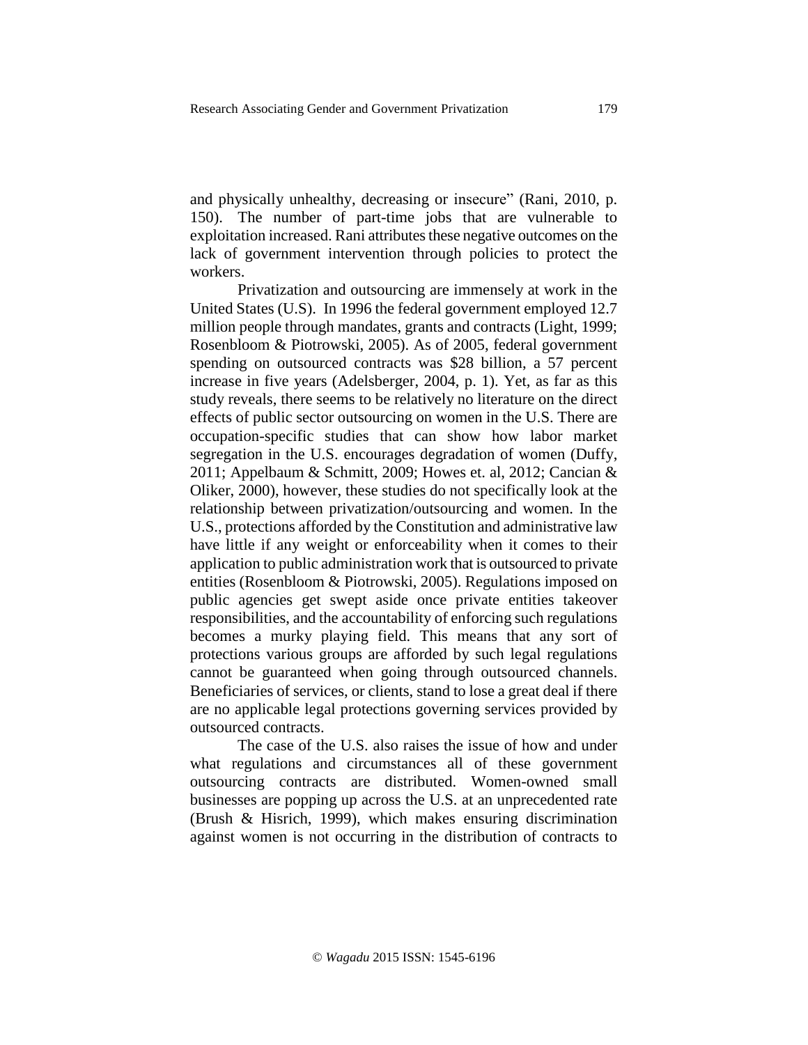and physically unhealthy, decreasing or insecure" (Rani, 2010, p. 150). The number of part-time jobs that are vulnerable to exploitation increased. Rani attributes these negative outcomes on the lack of government intervention through policies to protect the workers.

Privatization and outsourcing are immensely at work in the United States (U.S). In 1996 the federal government employed 12.7 million people through mandates, grants and contracts (Light, 1999; Rosenbloom & Piotrowski, 2005). As of 2005, federal government spending on outsourced contracts was $28 billion, a 57 percent increase in five years (Adelsberger, 2004, p. 1). Yet, as far as this study reveals, there seems to be relatively no literature on the direct effects of public sector outsourcing on women in the U.S. There are occupation-specific studies that can show how labor market segregation in the U.S. encourages degradation of women (Duffy, 2011; Appelbaum & Schmitt, 2009; Howes et. al, 2012; Cancian & Oliker, 2000), however, these studies do not specifically look at the relationship between privatization/outsourcing and women. In the U.S., protections afforded by the Constitution and administrative law have little if any weight or enforceability when it comes to their application to public administration work that is outsourced to private entities (Rosenbloom & Piotrowski, 2005). Regulations imposed on public agencies get swept aside once private entities takeover responsibilities, and the accountability of enforcing such regulations becomes a murky playing field. This means that any sort of protections various groups are afforded by such legal regulations cannot be guaranteed when going through outsourced channels. Beneficiaries of services, or clients, stand to lose a great deal if there are no applicable legal protections governing services provided by outsourced contracts.

The case of the U.S. also raises the issue of how and under what regulations and circumstances all of these government outsourcing contracts are distributed. Women-owned small businesses are popping up across the U.S. at an unprecedented rate (Brush & Hisrich, 1999), which makes ensuring discrimination against women is not occurring in the distribution of contracts to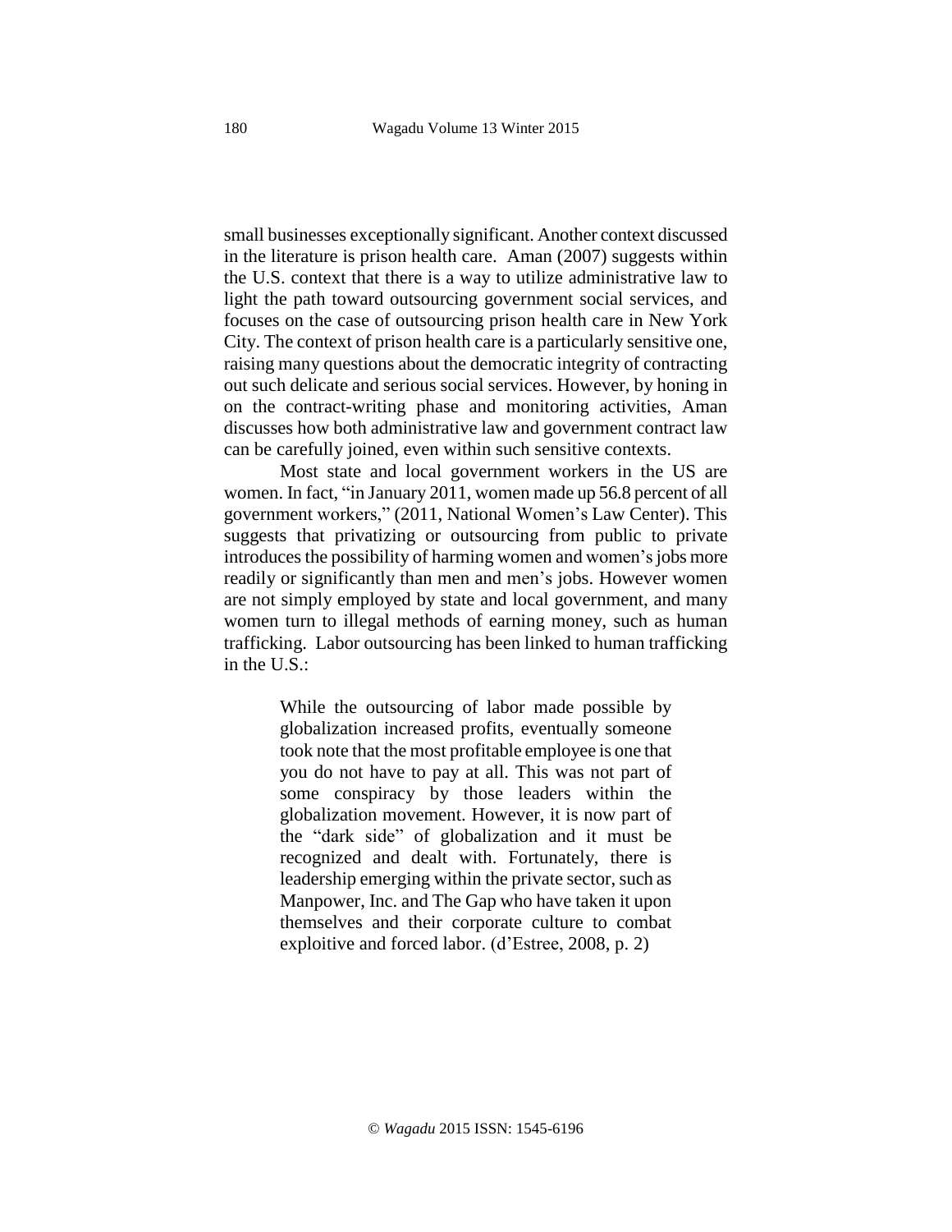small businesses exceptionally significant. Another context discussed in the literature is prison health care. Aman (2007) suggests within the U.S. context that there is a way to utilize administrative law to light the path toward outsourcing government social services, and focuses on the case of outsourcing prison health care in New York City. The context of prison health care is a particularly sensitive one, raising many questions about the democratic integrity of contracting out such delicate and serious social services. However, by honing in on the contract-writing phase and monitoring activities, Aman discusses how both administrative law and government contract law can be carefully joined, even within such sensitive contexts.

Most state and local government workers in the US are women. In fact, "in January 2011, women made up 56.8 percent of all government workers," (2011, National Women's Law Center). This suggests that privatizing or outsourcing from public to private introduces the possibility of harming women and women's jobs more readily or significantly than men and men's jobs. However women are not simply employed by state and local government, and many women turn to illegal methods of earning money, such as human trafficking. Labor outsourcing has been linked to human trafficking in the U.S.:

> While the outsourcing of labor made possible by globalization increased profits, eventually someone took note that the most profitable employee is one that you do not have to pay at all. This was not part of some conspiracy by those leaders within the globalization movement. However, it is now part of the "dark side" of globalization and it must be recognized and dealt with. Fortunately, there is leadership emerging within the private sector, such as Manpower, Inc. and The Gap who have taken it upon themselves and their corporate culture to combat exploitive and forced labor. (d'Estree, 2008, p. 2)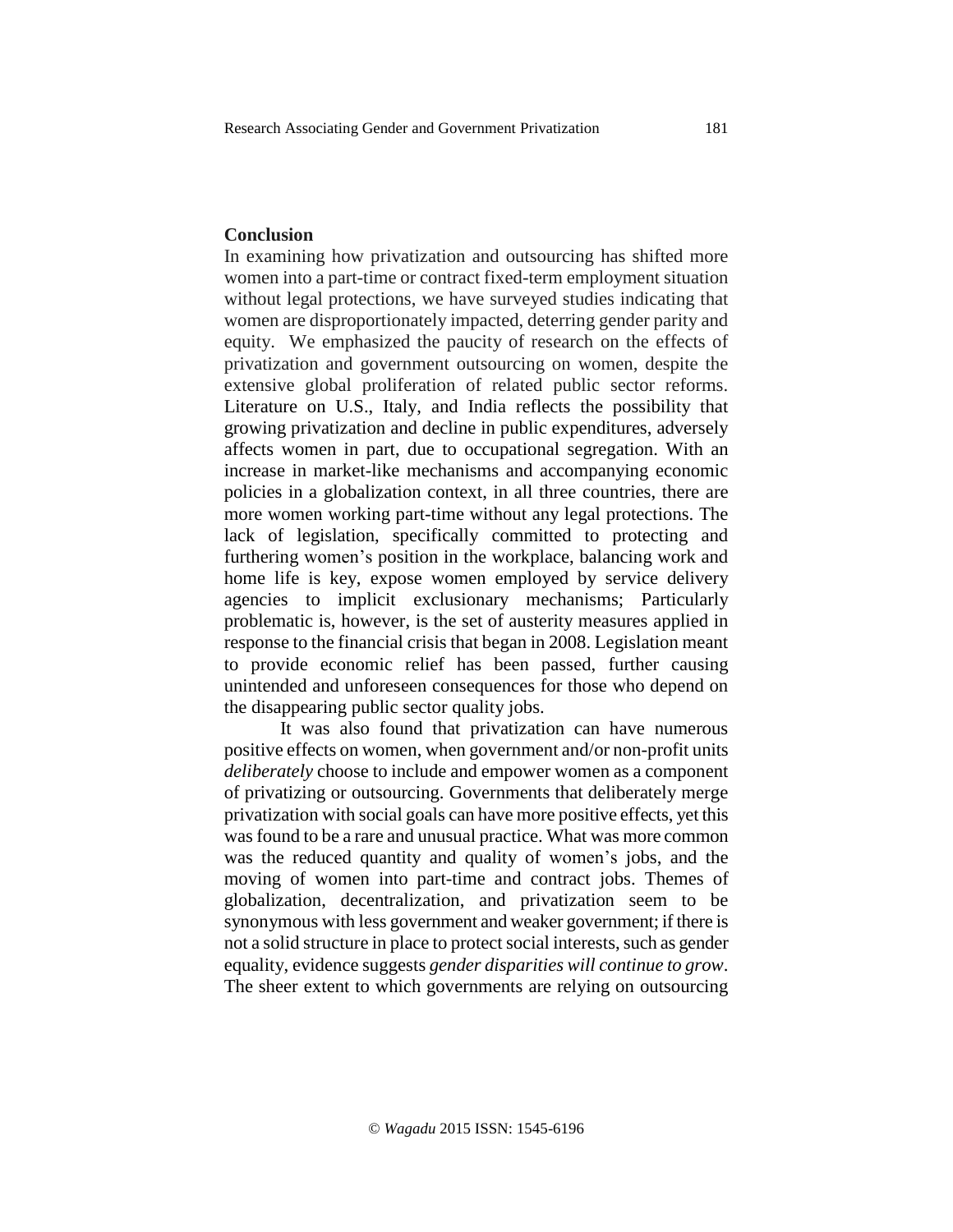## Conclusion

In examining how privatization and outsourcing has shifted more women into a part-time or contract fixed-term employment situation without legal protections, we have surveyed studies indicating that women are disproportionately impacted, deterring gender parity and equity. We emphasized the paucity of research on the effects of privatization and government outsourcing on women, despite the extensive global proliferation of related public sector reforms. Literature on U.S., Italy, and India reflects the possibility that growing privatization and decline in public expenditures, adversely affects women in part, due to occupational segregation. With an increase in market-like mechanisms and accompanying economic policies in a globalization context, in all three countries, there are more women working part-time without any legal protections. The lack of legislation, specifically committed to protecting and furthering women's position in the workplace, balancing work and home life is key, expose women employed by service delivery agencies to implicit exclusionary mechanisms; Particularly problematic is, however, is the set of austerity measures applied in response to the financial crisis that began in 2008. Legislation meant to provide economic relief has been passed, further causing unintended and unforeseen consequences for those who depend on the disappearing public sector quality jobs.

It was also found that privatization can have numerous positive effects on women, when government and/or non-profit units *deliberately* choose to include and empower women as a component of privatizing or outsourcing. Governments that deliberately merge privatization with social goals can have more positive effects, yet this was found to be a rare and unusual practice. What was more common was the reduced quantity and quality of women's jobs, and the moving of women into part-time and contract jobs. Themes of globalization, decentralization, and privatization seem to be synonymous with less government and weaker government; if there is not a solid structure in place to protect social interests, such as gender equality, evidence suggests *gender disparities will continue to grow*. The sheer extent to which governments are relying on outsourcing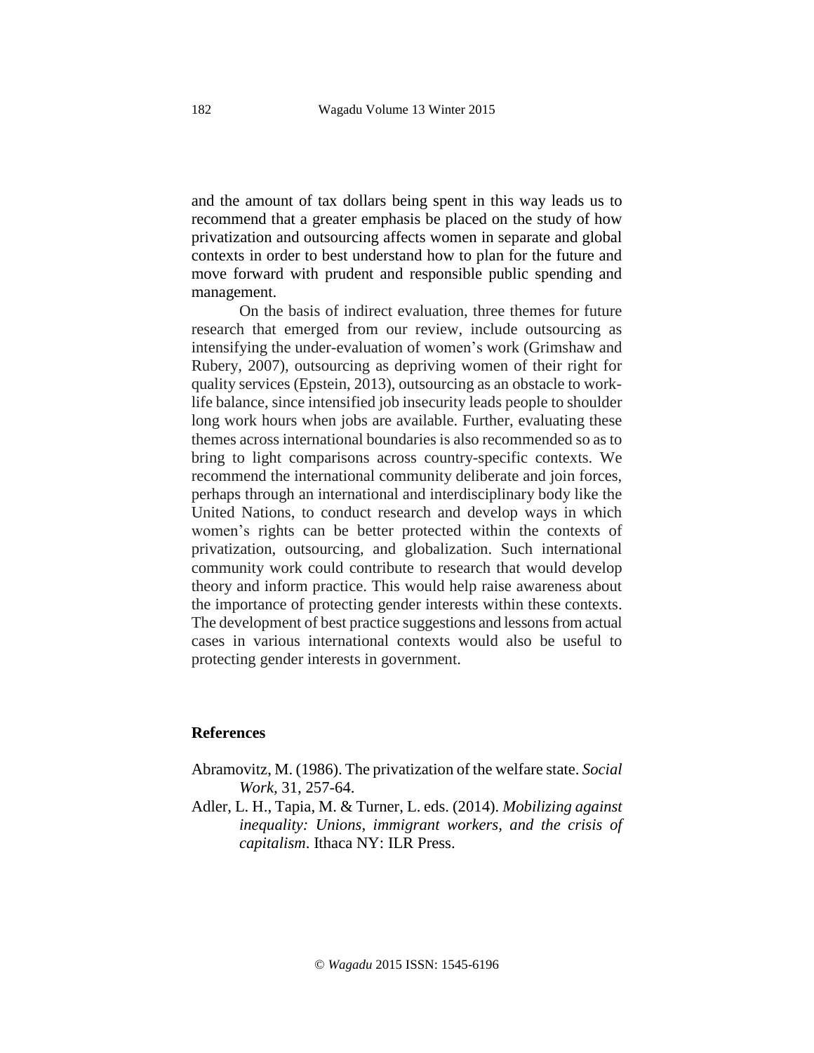and the amount of tax dollars being spent in this way leads us to recommend that a greater emphasis be placed on the study of how privatization and outsourcing affects women in separate and global contexts in order to best understand how to plan for the future and move forward with prudent and responsible public spending and management.

On the basis of indirect evaluation, three themes for future research that emerged from our review, include outsourcing as intensifying the under-evaluation of women's work (Grimshaw and Rubery, 2007), outsourcing as depriving women of their right for quality services (Epstein, 2013), outsourcing as an obstacle to work-life balance, since intensified job insecurity leads people to shoulder long work hours when jobs are available. Further, evaluating these themes across international boundaries is also recommended so as to bring to light comparisons across country-specific contexts. We recommend the international community deliberate and join forces, perhaps through an international and interdisciplinary body like the United Nations, to conduct research and develop ways in which women's rights can be better protected within the contexts of privatization, outsourcing, and globalization. Such international community work could contribute to research that would develop theory and inform practice. This would help raise awareness about the importance of protecting gender interests within these contexts. The development of best practice suggestions and lessons from actual cases in various international contexts would also be useful to protecting gender interests in government.

## References

Abramovitz, M. (1986). The privatization of the welfare state. *Social Work*, 31, 257-64.

Adler, L. H., Tapia, M. & Turner, L. eds. (2014). *Mobilizing against inequality: Unions, immigrant workers, and the crisis of capitalism*. Ithaca NY: ILR Press.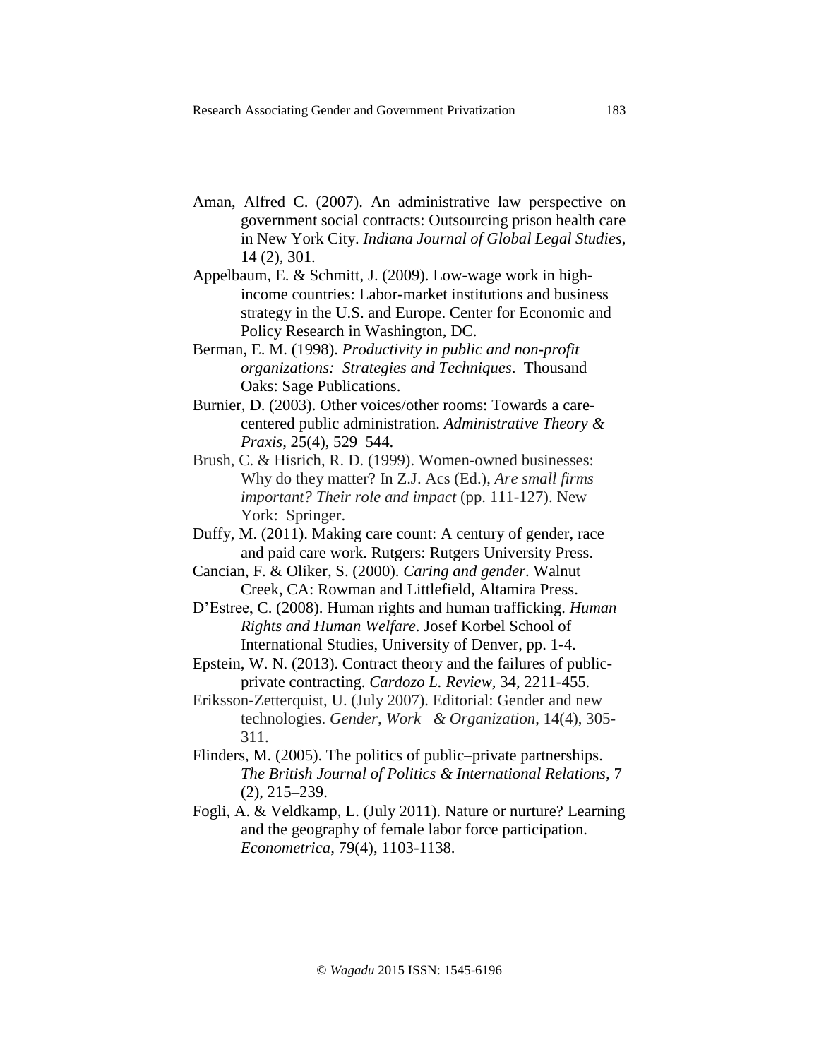Aman, Alfred C. (2007). An administrative law perspective on government social contracts: Outsourcing prison health care in New York City. *Indiana Journal of Global Legal Studies*, 14 (2), 301.

Appelbaum, E. & Schmitt, J. (2009). Low-wage work in high-income countries: Labor-market institutions and business strategy in the U.S. and Europe. Center for Economic and Policy Research in Washington, DC.

Berman, E. M. (1998). *Productivity in public and non-profit organizations: Strategies and Techniques*. Thousand Oaks: Sage Publications.

Burnier, D. (2003). Other voices/other rooms: Towards a care-centered public administration. *Administrative Theory & Praxis*, 25(4), 529–544.

Brush, C. & Hisrich, R. D. (1999). Women-owned businesses: Why do they matter? In Z.J. Acs (Ed.), *Are small firms important? Their role and impact* (pp. 111-127). New York: Springer.

Duffy, M. (2011). Making care count: A century of gender, race and paid care work. Rutgers: Rutgers University Press.

Cancian, F. & Oliker, S. (2000). *Caring and gender*. Walnut Creek, CA: Rowman and Littlefield, Altamira Press.

D'Estree, C. (2008). Human rights and human trafficking. *Human Rights and Human Welfare*. Josef Korbel School of International Studies, University of Denver, pp. 1-4.

Epstein, W. N. (2013). Contract theory and the failures of public-private contracting. *Cardozo L. Review*, 34, 2211-455.

Eriksson-Zetterquist, U. (July 2007). Editorial: Gender and new technologies. *Gender, Work & Organization*, 14(4), 305-311.

Flinders, M. (2005). The politics of public–private partnerships. *The British Journal of Politics & International Relations,* 7 (2), 215–239.

Fogli, A. & Veldkamp, L. (July 2011). Nature or nurture? Learning and the geography of female labor force participation. *Econometrica,* 79(4), 1103-1138.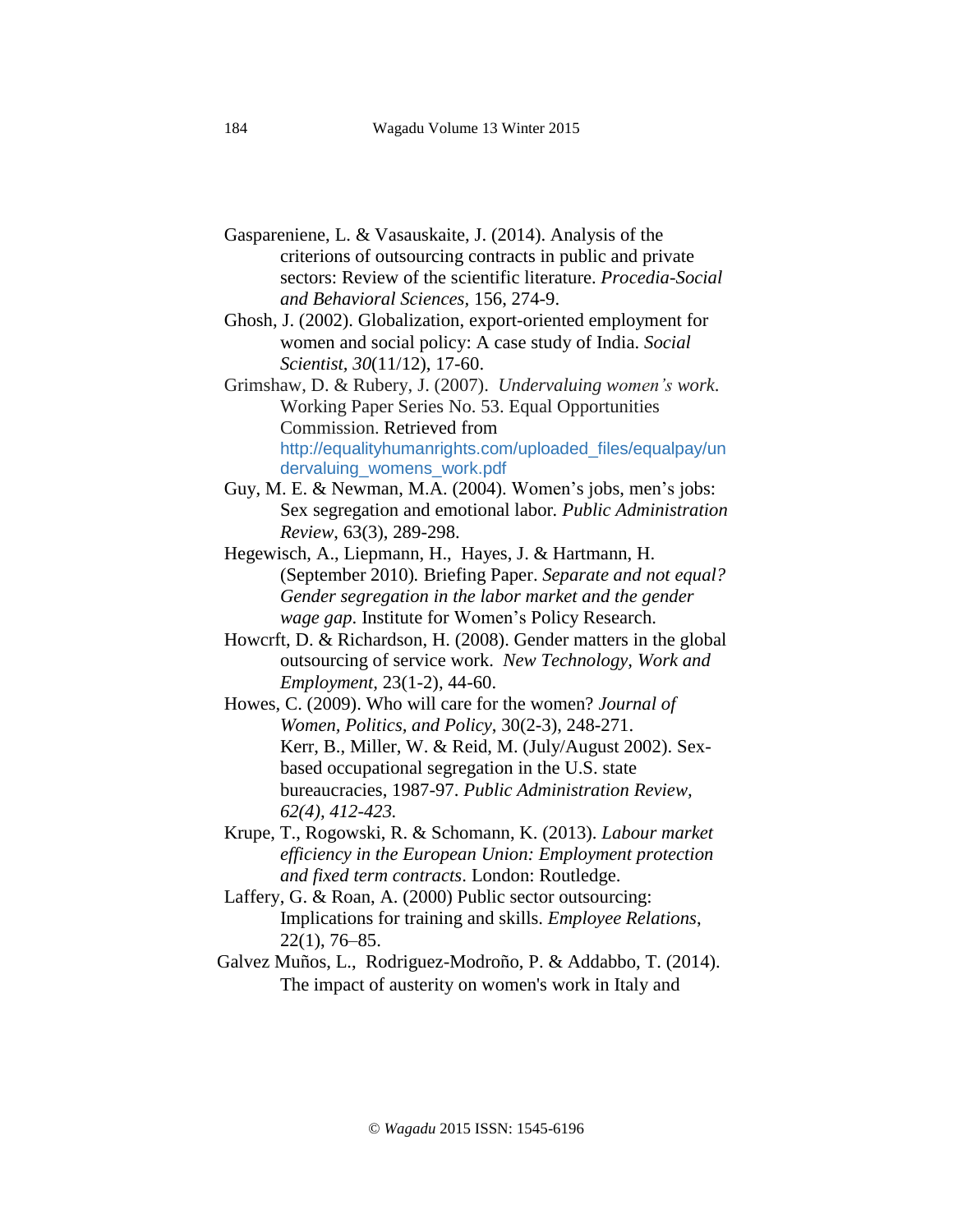Gaspareniene, L. & Vasauskaite, J. (2014). Analysis of the criterions of outsourcing contracts in public and private sectors: Review of the scientific literature. *Procedia-Social and Behavioral Sciences*, 156, 274-9.

Ghosh, J. (2002). Globalization, export-oriented employment for women and social policy: A case study of India. *Social Scientist*, *30*(11/12), 17-60.

Grimshaw, D. & Rubery, J. (2007). *Undervaluing women's work*. Working Paper Series No. 53. Equal Opportunities Commission. Retrieved from http://equalityhumanrights.com/uploaded_files/equalpay/undervaluing_womens_work.pdf

Guy, M. E. & Newman, M.A. (2004). Women's jobs, men's jobs: Sex segregation and emotional labor. *Public Administration Review*, 63(3), 289-298.

Hegewisch, A., Liepmann, H., Hayes, J. & Hartmann, H. (September 2010). Briefing Paper. *Separate and not equal? Gender segregation in the labor market and the gender wage gap*. Institute for Women's Policy Research.

Howcrft, D. & Richardson, H. (2008). Gender matters in the global outsourcing of service work. *New Technology, Work and Employment*, 23(1-2), 44-60.

Howes, C. (2009). Who will care for the women? *Journal of Women, Politics, and Policy*, 30(2-3), 248-271.

Kerr, B., Miller, W. & Reid, M. (July/August 2002). Sex-based occupational segregation in the U.S. state bureaucracies, 1987-97. *Public Administration Review, 62(4), 412-423.*

Krupe, T., Rogowski, R. & Schomann, K. (2013). *Labour market efficiency in the European Union: Employment protection and fixed term contracts*. London: Routledge.

Laffery, G. & Roan, A. (2000) Public sector outsourcing: Implications for training and skills. *Employee Relations*, 22(1), 76–85.

Galvez Muños, L., Rodriguez-Modroño, P. & Addabbo, T. (2014). The impact of austerity on women's work in Italy and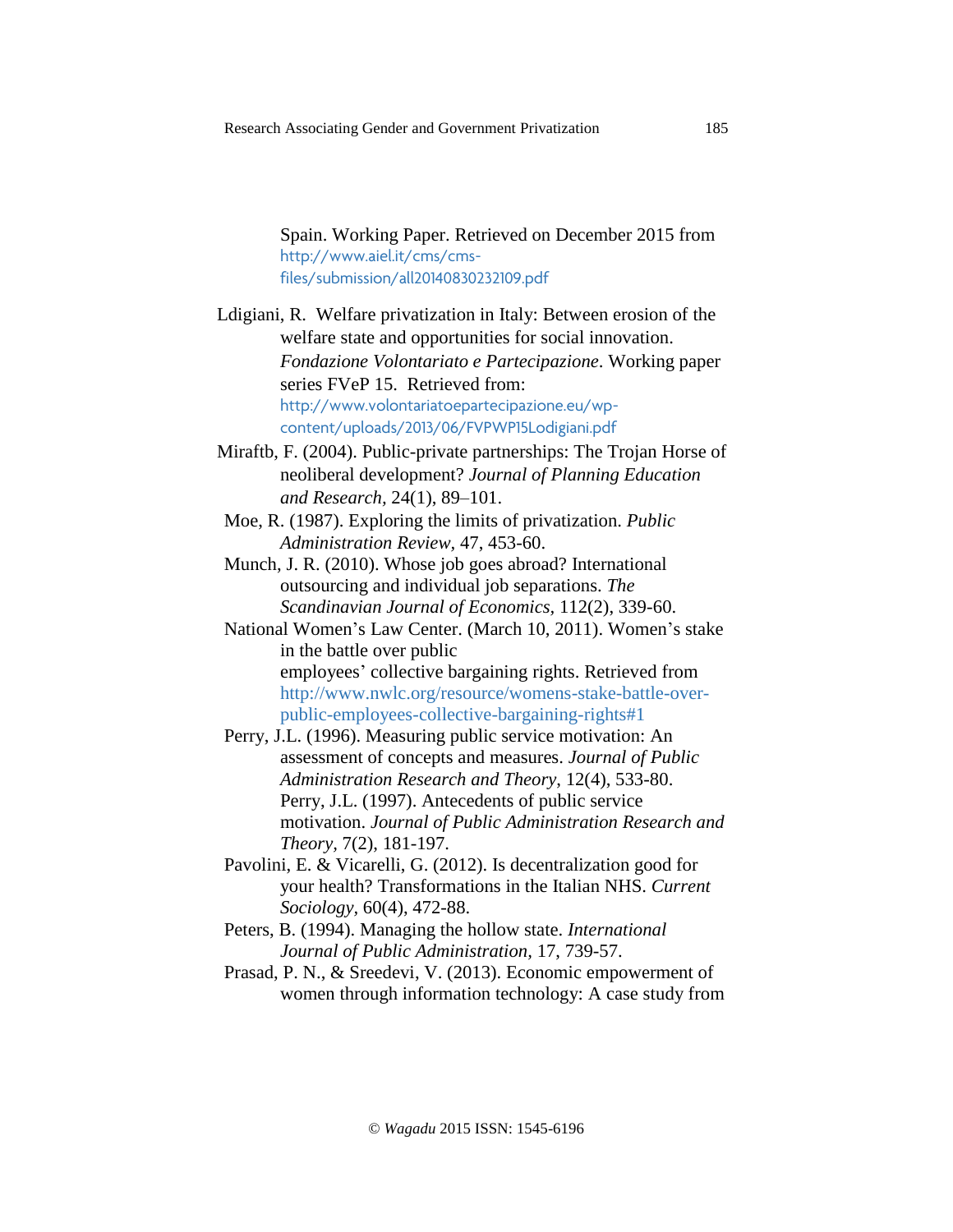Spain. Working Paper. Retrieved on December 2015 from http://www.aiel.it/cms/cms-files/submission/all20140830232109.pdf

Ldigiani, R. Welfare privatization in Italy: Between erosion of the welfare state and opportunities for social innovation. *Fondazione Volontariato e Partecipazione*. Working paper series FVeP 15. Retrieved from: http://www.volontariatoepartecipazione.eu/wp-content/uploads/2013/06/FVPWP15Lodigiani.pdf

Miraftb, F. (2004). Public-private partnerships: The Trojan Horse of neoliberal development? *Journal of Planning Education and Research,* 24(1), 89–101.

Moe, R. (1987). Exploring the limits of privatization. *Public Administration Review*, 47, 453-60.

Munch, J. R. (2010). Whose job goes abroad? International outsourcing and individual job separations. *The Scandinavian Journal of Economics,* 112(2), 339-60.

National Women's Law Center. (March 10, 2011). Women's stake in the battle over public employees' collective bargaining rights. Retrieved from http://www.nwlc.org/resource/womens-stake-battle-over-public-employees-collective-bargaining-rights#1

Perry, J.L. (1996). Measuring public service motivation: An assessment of concepts and measures. *Journal of Public Administration Research and Theory*, 12(4), 533-80. Perry, J.L. (1997). Antecedents of public service motivation. *Journal of Public Administration Research and Theory,* 7(2), 181-197.

Pavolini, E. & Vicarelli, G. (2012). Is decentralization good for your health? Transformations in the Italian NHS. *Current Sociology,* 60(4), 472-88.

Peters, B. (1994). Managing the hollow state. *International Journal of Public Administration,* 17, 739-57.

Prasad, P. N., & Sreedevi, V. (2013). Economic empowerment of women through information technology: A case study from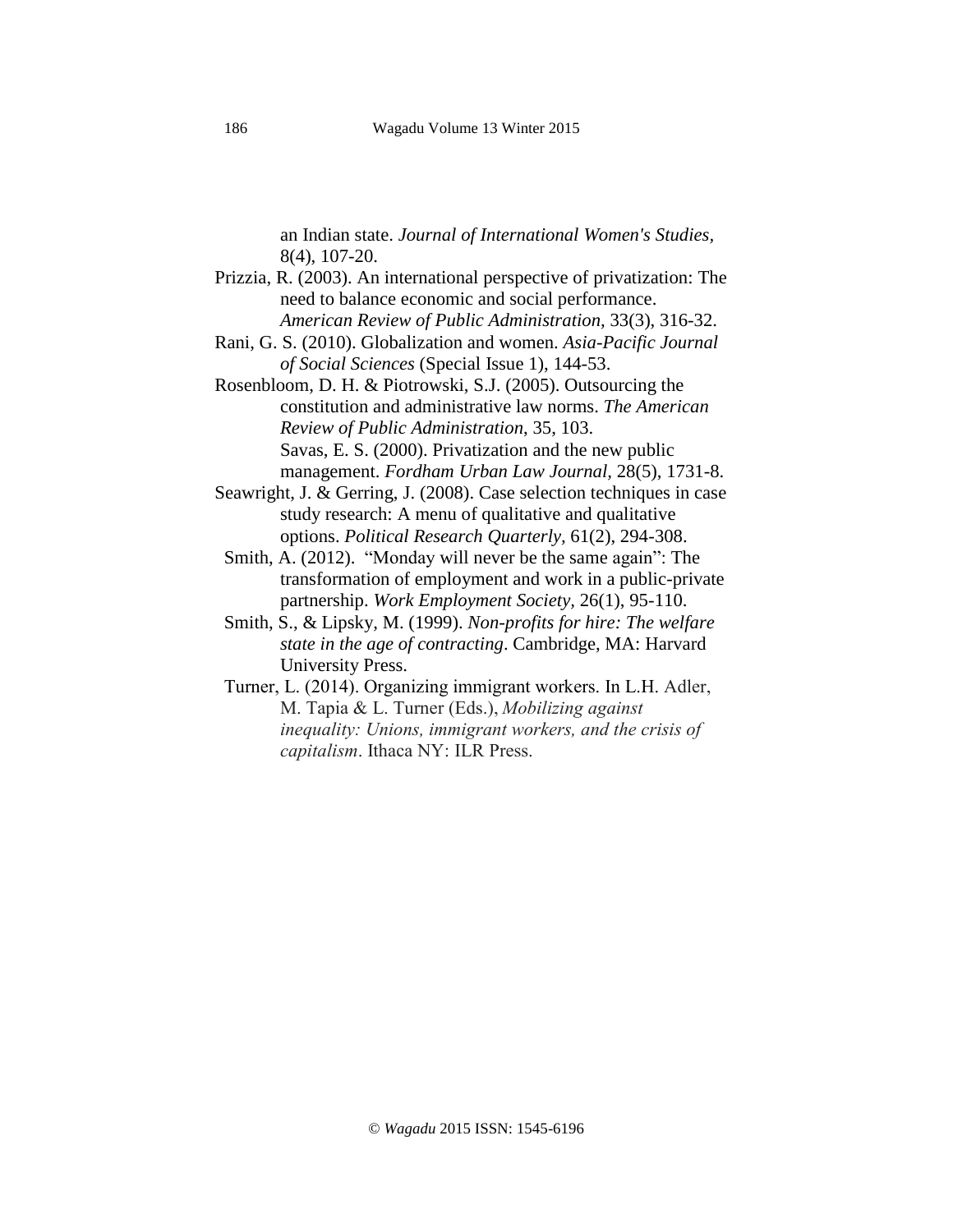an Indian state. *Journal of International Women's Studies*, 8(4), 107-20.

Prizzia, R. (2003). An international perspective of privatization: The need to balance economic and social performance. *American Review of Public Administration,* 33(3), 316-32.

Rani, G. S. (2010). Globalization and women. *Asia-Pacific Journal of Social Sciences* (Special Issue 1), 144-53.

Rosenbloom, D. H. & Piotrowski, S.J. (2005). Outsourcing the constitution and administrative law norms. *The American Review of Public Administration*, 35, 103.
Savas, E. S. (2000). Privatization and the new public management. *Fordham Urban Law Journal*, 28(5), 1731-8.

Seawright, J. & Gerring, J. (2008). Case selection techniques in case study research: A menu of qualitative and qualitative options. *Political Research Quarterly,* 61(2), 294-308.

Smith, A. (2012). "Monday will never be the same again": The transformation of employment and work in a public-private partnership. *Work Employment Society*, 26(1), 95-110.

Smith, S., & Lipsky, M. (1999). *Non-profits for hire: The welfare state in the age of contracting*. Cambridge, MA: Harvard University Press.

Turner, L. (2014). Organizing immigrant workers. In L.H. Adler, M. Tapia & L. Turner (Eds.), *Mobilizing against inequality: Unions, immigrant workers, and the crisis of capitalism*. Ithaca NY: ILR Press.